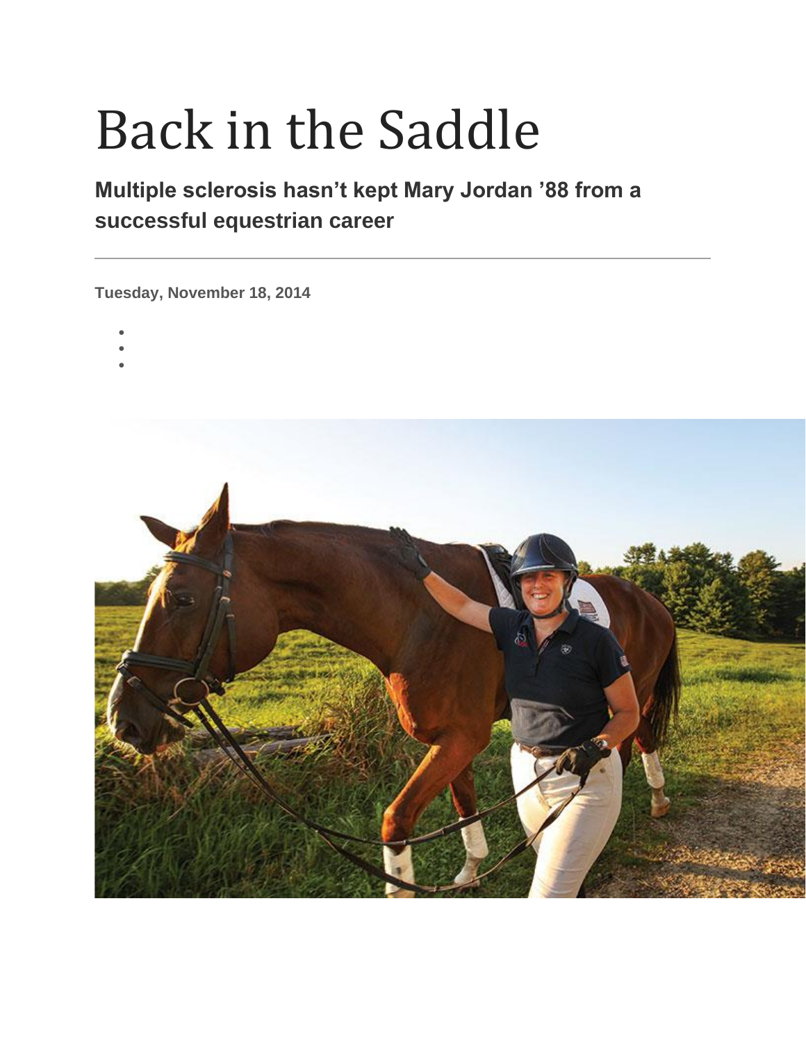# Back in the Saddle

**Multiple sclerosis hasn't kept Mary Jordan '88 from a successful equestrian career**

---

**Tuesday, November 18, 2014**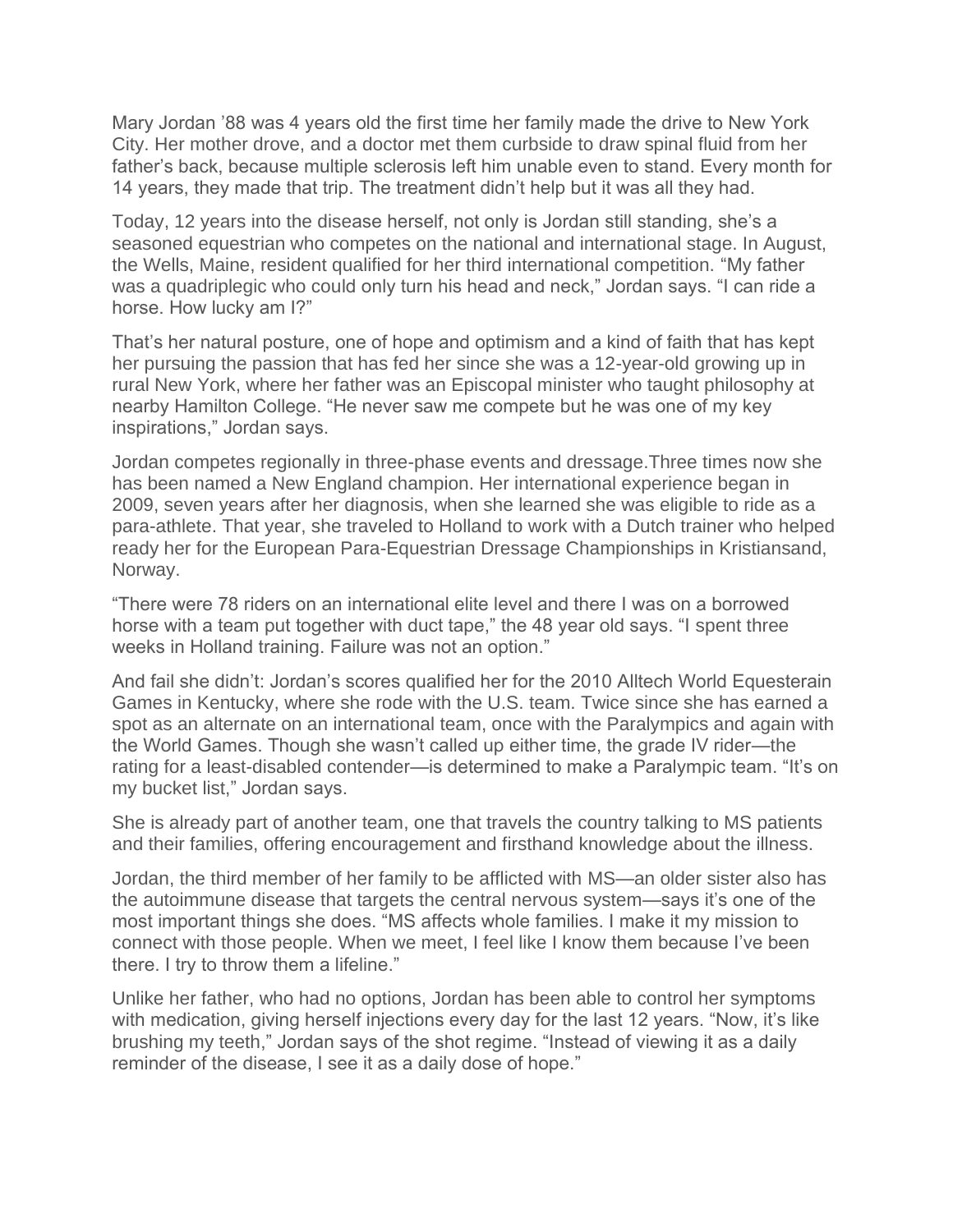Mary Jordan ’88 was 4 years old the first time her family made the drive to New York City. Her mother drove, and a doctor met them curbside to draw spinal fluid from her father’s back, because multiple sclerosis left him unable even to stand. Every month for 14 years, they made that trip. The treatment didn’t help but it was all they had.

Today, 12 years into the disease herself, not only is Jordan still standing, she’s a seasoned equestrian who competes on the national and international stage. In August, the Wells, Maine, resident qualified for her third international competition. “My father was a quadriplegic who could only turn his head and neck,” Jordan says. “I can ride a horse. How lucky am I?”

That’s her natural posture, one of hope and optimism and a kind of faith that has kept her pursuing the passion that has fed her since she was a 12-year-old growing up in rural New York, where her father was an Episcopal minister who taught philosophy at nearby Hamilton College. “He never saw me compete but he was one of my key inspirations,” Jordan says.

Jordan competes regionally in three-phase events and dressage.Three times now she has been named a New England champion. Her international experience began in 2009, seven years after her diagnosis, when she learned she was eligible to ride as a para-athlete. That year, she traveled to Holland to work with a Dutch trainer who helped ready her for the European Para-Equestrian Dressage Championships in Kristiansand, Norway.

“There were 78 riders on an international elite level and there I was on a borrowed horse with a team put together with duct tape,” the 48 year old says. “I spent three weeks in Holland training. Failure was not an option.”

And fail she didn’t: Jordan’s scores qualified her for the 2010 Alltech World Equesterain Games in Kentucky, where she rode with the U.S. team. Twice since she has earned a spot as an alternate on an international team, once with the Paralympics and again with the World Games. Though she wasn’t called up either time, the grade IV rider—the rating for a least-disabled contender—is determined to make a Paralympic team. “It’s on my bucket list,” Jordan says.

She is already part of another team, one that travels the country talking to MS patients and their families, offering encouragement and firsthand knowledge about the illness.

Jordan, the third member of her family to be afflicted with MS—an older sister also has the autoimmune disease that targets the central nervous system—says it’s one of the most important things she does. “MS affects whole families. I make it my mission to connect with those people. When we meet, I feel like I know them because I’ve been there. I try to throw them a lifeline.”

Unlike her father, who had no options, Jordan has been able to control her symptoms with medication, giving herself injections every day for the last 12 years. “Now, it’s like brushing my teeth,” Jordan says of the shot regime. “Instead of viewing it as a daily reminder of the disease, I see it as a daily dose of hope.”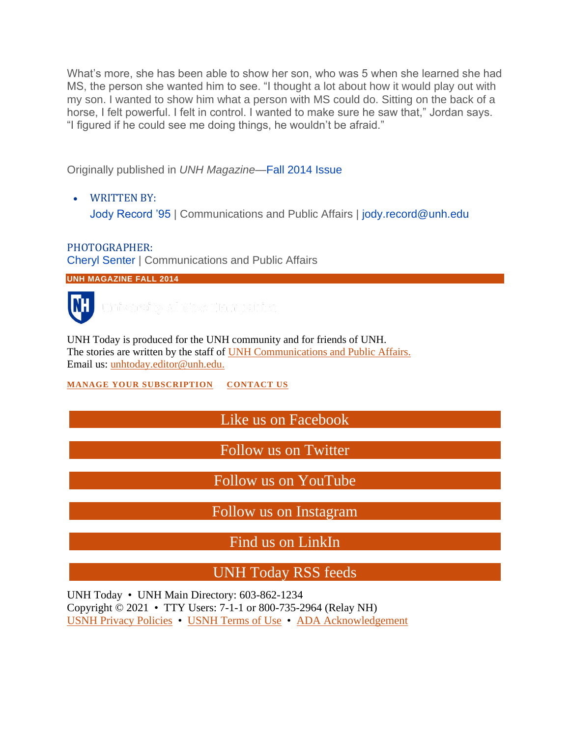What's more, she has been able to show her son, who was 5 when she learned she had MS, the person she wanted him to see. "I thought a lot about how it would play out with my son. I wanted to show him what a person with MS could do. Sitting on the back of a horse, I felt powerful. I felt in control. I wanted to make sure he saw that," Jordan says. "I figured if he could see me doing things, he wouldn't be afraid."

Originally published in *UNH Magazine*—Fall 2014 Issue

- WRITTEN BY:
  Jody Record '95 | Communications and Public Affairs | jody.record@unh.edu

PHOTOGRAPHER:
Cheryl Senter | Communications and Public Affairs

**UNH MAGAZINE FALL 2014**

University of New Hampshire

UNH Today is produced for the UNH community and for friends of UNH.
The stories are written by the staff of UNH Communications and Public Affairs.
Email us: unhtoday.editor@unh.edu.

**MANAGE YOUR SUBSCRIPTION** **CONTACT US**

Like us on Facebook

Follow us on Twitter

Follow us on YouTube

Follow us on Instagram

Find us on LinkIn

UNH Today RSS feeds

UNH Today • UNH Main Directory: 603-862-1234
Copyright © 2021 • TTY Users: 7-1-1 or 800-735-2964 (Relay NH)
USNH Privacy Policies • USNH Terms of Use • ADA Acknowledgement